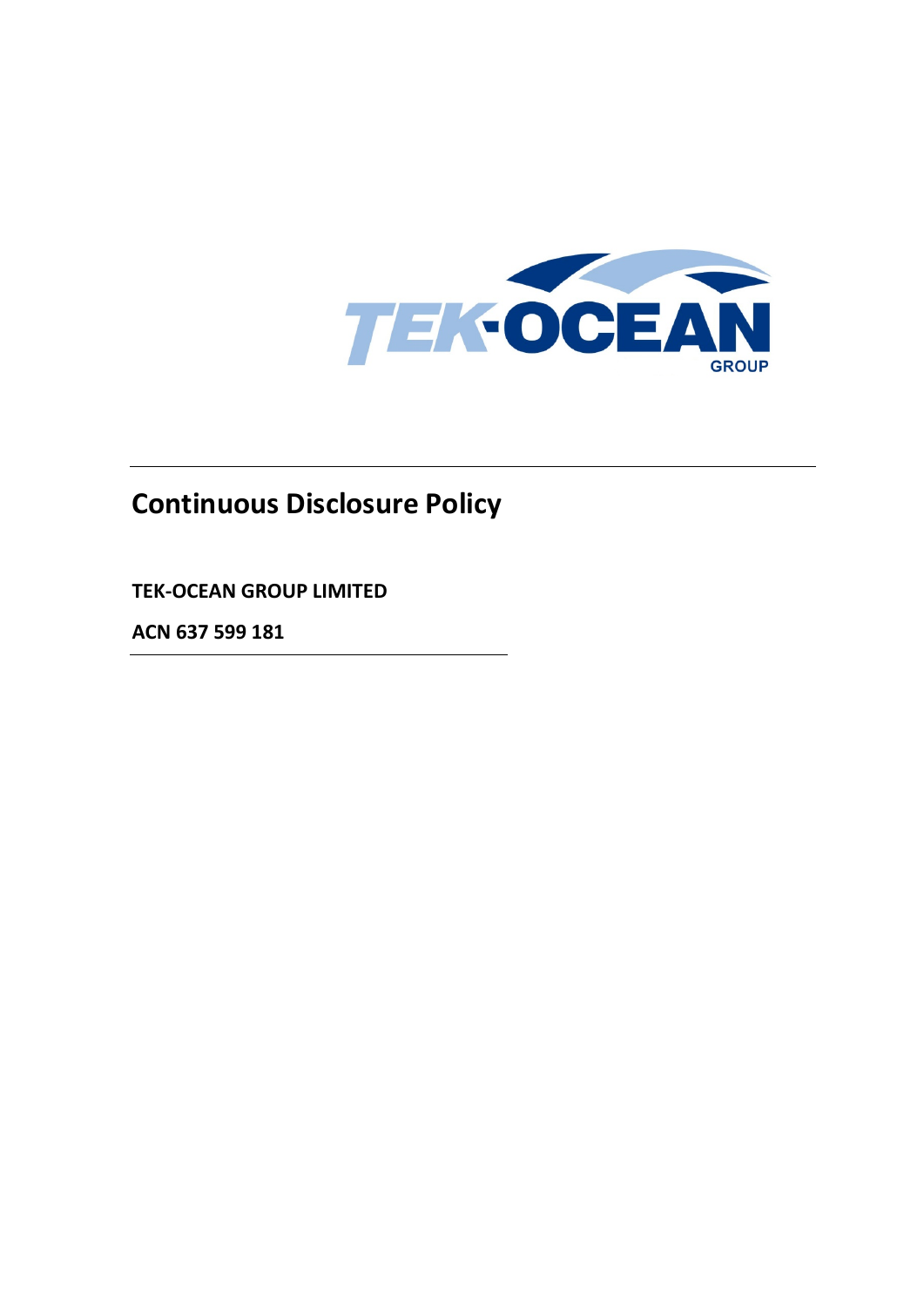# Continuous Disclosure Policy

**TEK-OCEAN GROUP LIMITED**

**ACN 637 599 181**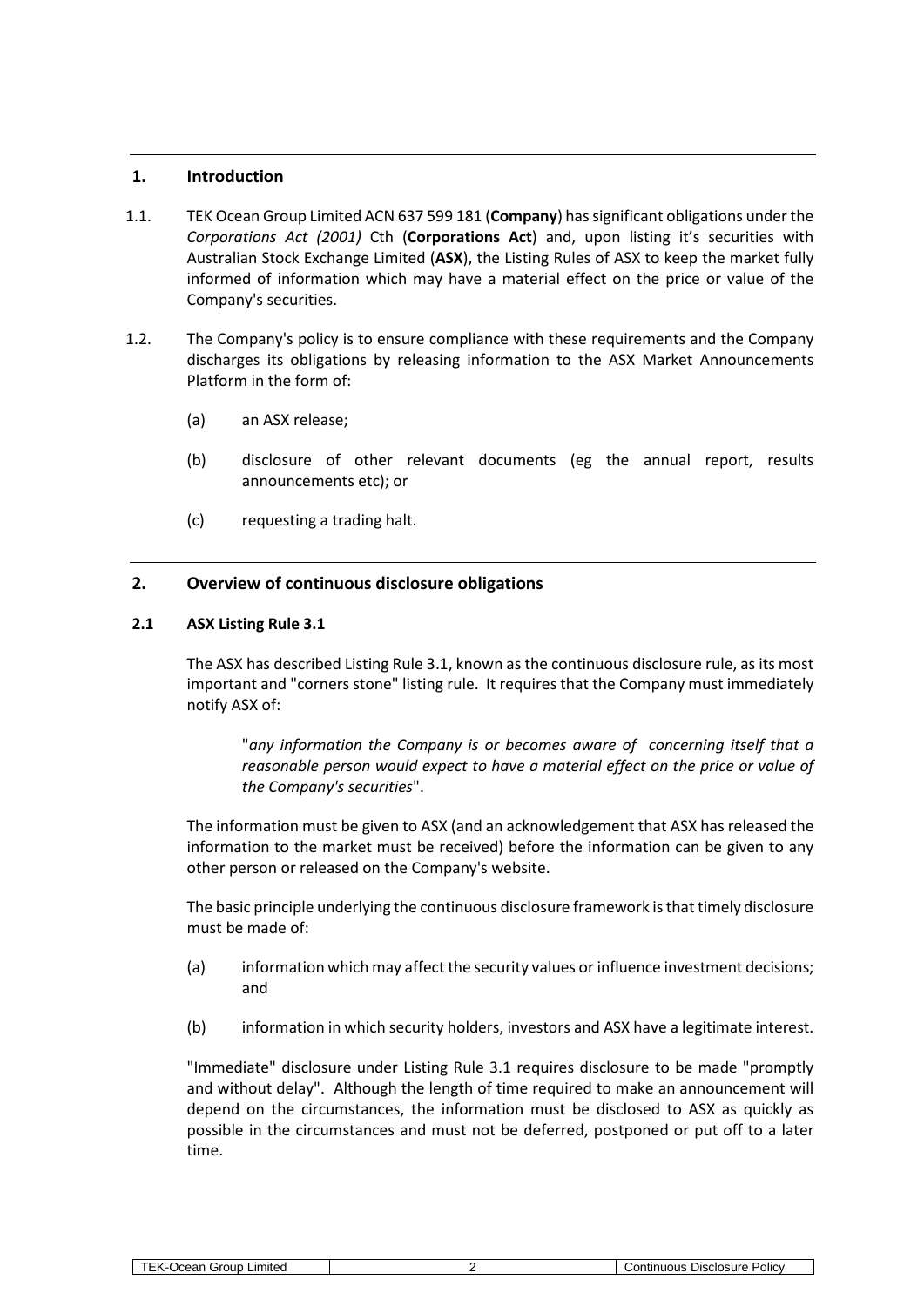## 1. Introduction

1.1. TEK Ocean Group Limited ACN 637 599 181 (**Company**) has significant obligations under the *Corporations Act (2001)* Cth (**Corporations Act**) and, upon listing it's securities with Australian Stock Exchange Limited (**ASX**), the Listing Rules of ASX to keep the market fully informed of information which may have a material effect on the price or value of the Company's securities.

1.2. The Company's policy is to ensure compliance with these requirements and the Company discharges its obligations by releasing information to the ASX Market Announcements Platform in the form of:

(a) an ASX release;

(b) disclosure of other relevant documents (eg the annual report, results announcements etc); or

(c) requesting a trading halt.

## 2. Overview of continuous disclosure obligations

### 2.1 ASX Listing Rule 3.1

The ASX has described Listing Rule 3.1, known as the continuous disclosure rule, as its most important and "corners stone" listing rule. It requires that the Company must immediately notify ASX of:

> "*any information the Company is or becomes aware of concerning itself that a reasonable person would expect to have a material effect on the price or value of the Company's securities*".

The information must be given to ASX (and an acknowledgement that ASX has released the information to the market must be received) before the information can be given to any other person or released on the Company's website.

The basic principle underlying the continuous disclosure framework is that timely disclosure must be made of:

(a) information which may affect the security values or influence investment decisions; and

(b) information in which security holders, investors and ASX have a legitimate interest.

"Immediate" disclosure under Listing Rule 3.1 requires disclosure to be made "promptly and without delay". Although the length of time required to make an announcement will depend on the circumstances, the information must be disclosed to ASX as quickly as possible in the circumstances and must not be deferred, postponed or put off to a later time.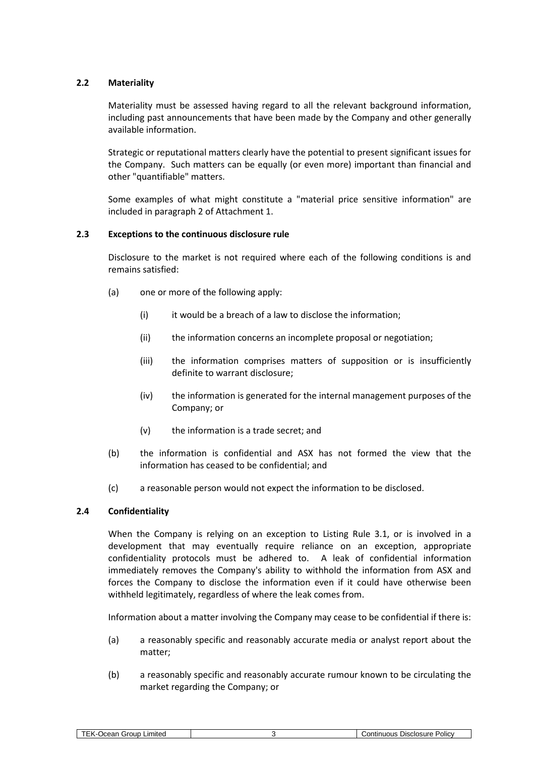### 2.2 Materiality

Materiality must be assessed having regard to all the relevant background information, including past announcements that have been made by the Company and other generally available information.

Strategic or reputational matters clearly have the potential to present significant issues for the Company. Such matters can be equally (or even more) important than financial and other "quantifiable" matters.

Some examples of what might constitute a "material price sensitive information" are included in paragraph 2 of Attachment 1.

### 2.3 Exceptions to the continuous disclosure rule

Disclosure to the market is not required where each of the following conditions is and remains satisfied:

(a) one or more of the following apply:

  (i) it would be a breach of a law to disclose the information;

  (ii) the information concerns an incomplete proposal or negotiation;

  (iii) the information comprises matters of supposition or is insufficiently definite to warrant disclosure;

  (iv) the information is generated for the internal management purposes of the Company; or

  (v) the information is a trade secret; and

(b) the information is confidential and ASX has not formed the view that the information has ceased to be confidential; and

(c) a reasonable person would not expect the information to be disclosed.

### 2.4 Confidentiality

When the Company is relying on an exception to Listing Rule 3.1, or is involved in a development that may eventually require reliance on an exception, appropriate confidentiality protocols must be adhered to. A leak of confidential information immediately removes the Company's ability to withhold the information from ASX and forces the Company to disclose the information even if it could have otherwise been withheld legitimately, regardless of where the leak comes from.

Information about a matter involving the Company may cease to be confidential if there is:

(a) a reasonably specific and reasonably accurate media or analyst report about the matter;

(b) a reasonably specific and reasonably accurate rumour known to be circulating the market regarding the Company; or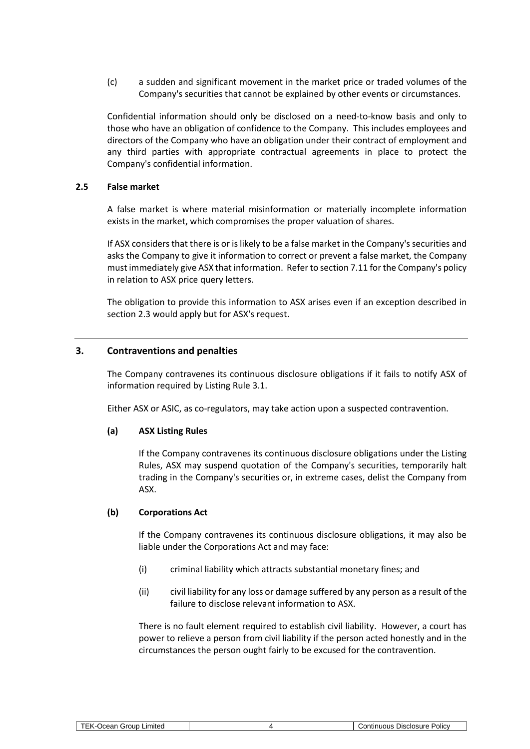(c) a sudden and significant movement in the market price or traded volumes of the Company's securities that cannot be explained by other events or circumstances.

Confidential information should only be disclosed on a need-to-know basis and only to those who have an obligation of confidence to the Company. This includes employees and directors of the Company who have an obligation under their contract of employment and any third parties with appropriate contractual agreements in place to protect the Company's confidential information.

### 2.5 False market

A false market is where material misinformation or materially incomplete information exists in the market, which compromises the proper valuation of shares.

If ASX considers that there is or is likely to be a false market in the Company's securities and asks the Company to give it information to correct or prevent a false market, the Company must immediately give ASX that information. Refer to section 7.11 for the Company's policy in relation to ASX price query letters.

The obligation to provide this information to ASX arises even if an exception described in section 2.3 would apply but for ASX's request.

---

## 3. Contraventions and penalties

The Company contravenes its continuous disclosure obligations if it fails to notify ASX of information required by Listing Rule 3.1.

Either ASX or ASIC, as co-regulators, may take action upon a suspected contravention.

**(a) ASX Listing Rules**

If the Company contravenes its continuous disclosure obligations under the Listing Rules, ASX may suspend quotation of the Company's securities, temporarily halt trading in the Company's securities or, in extreme cases, delist the Company from ASX.

**(b) Corporations Act**

If the Company contravenes its continuous disclosure obligations, it may also be liable under the Corporations Act and may face:

(i) criminal liability which attracts substantial monetary fines; and

(ii) civil liability for any loss or damage suffered by any person as a result of the failure to disclose relevant information to ASX.

There is no fault element required to establish civil liability. However, a court has power to relieve a person from civil liability if the person acted honestly and in the circumstances the person ought fairly to be excused for the contravention.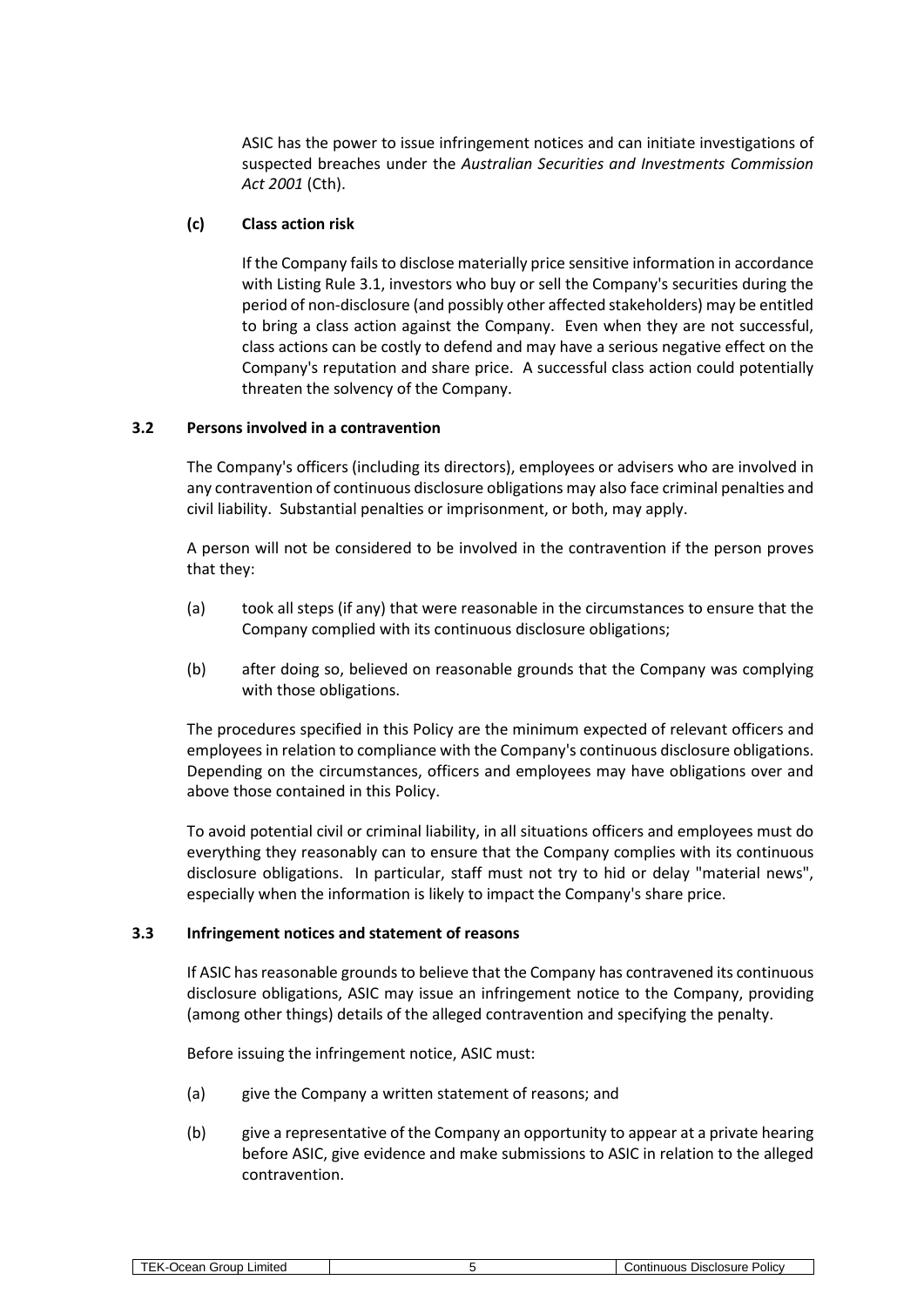ASIC has the power to issue infringement notices and can initiate investigations of suspected breaches under the *Australian Securities and Investments Commission Act 2001* (Cth).

**(c) Class action risk**

If the Company fails to disclose materially price sensitive information in accordance with Listing Rule 3.1, investors who buy or sell the Company's securities during the period of non-disclosure (and possibly other affected stakeholders) may be entitled to bring a class action against the Company. Even when they are not successful, class actions can be costly to defend and may have a serious negative effect on the Company's reputation and share price. A successful class action could potentially threaten the solvency of the Company.

### 3.2 Persons involved in a contravention

The Company's officers (including its directors), employees or advisers who are involved in any contravention of continuous disclosure obligations may also face criminal penalties and civil liability. Substantial penalties or imprisonment, or both, may apply.

A person will not be considered to be involved in the contravention if the person proves that they:

(a) took all steps (if any) that were reasonable in the circumstances to ensure that the Company complied with its continuous disclosure obligations;

(b) after doing so, believed on reasonable grounds that the Company was complying with those obligations.

The procedures specified in this Policy are the minimum expected of relevant officers and employees in relation to compliance with the Company's continuous disclosure obligations. Depending on the circumstances, officers and employees may have obligations over and above those contained in this Policy.

To avoid potential civil or criminal liability, in all situations officers and employees must do everything they reasonably can to ensure that the Company complies with its continuous disclosure obligations. In particular, staff must not try to hid or delay "material news", especially when the information is likely to impact the Company's share price.

### 3.3 Infringement notices and statement of reasons

If ASIC has reasonable grounds to believe that the Company has contravened its continuous disclosure obligations, ASIC may issue an infringement notice to the Company, providing (among other things) details of the alleged contravention and specifying the penalty.

Before issuing the infringement notice, ASIC must:

(a) give the Company a written statement of reasons; and

(b) give a representative of the Company an opportunity to appear at a private hearing before ASIC, give evidence and make submissions to ASIC in relation to the alleged contravention.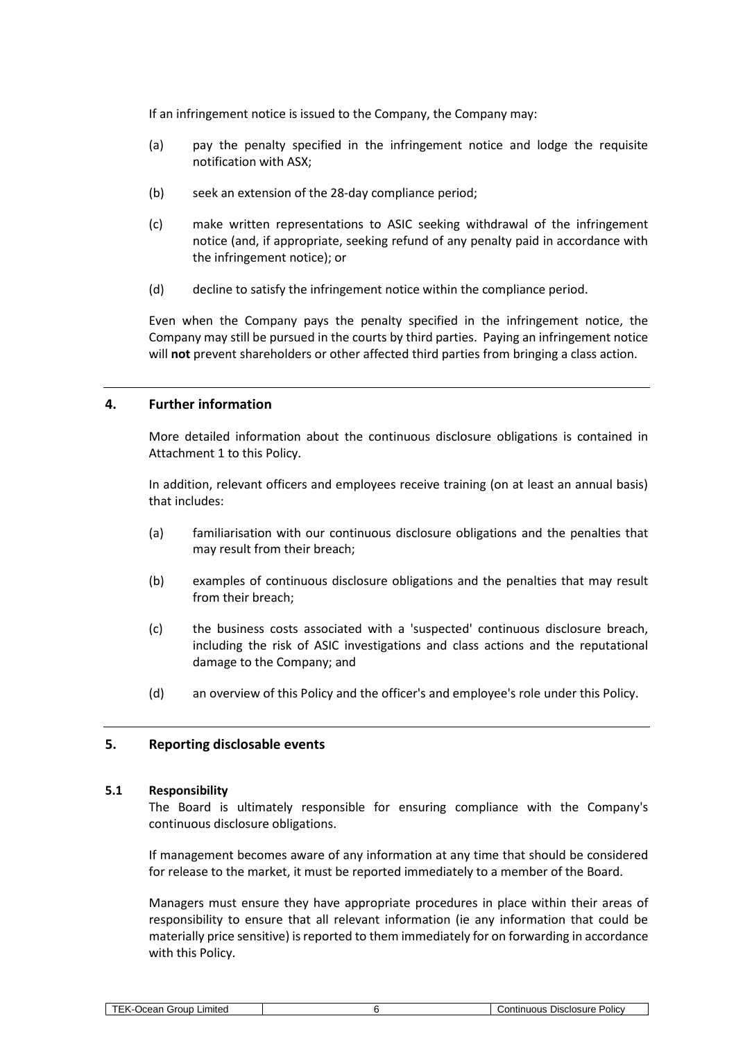If an infringement notice is issued to the Company, the Company may:

(a) pay the penalty specified in the infringement notice and lodge the requisite notification with ASX;

(b) seek an extension of the 28-day compliance period;

(c) make written representations to ASIC seeking withdrawal of the infringement notice (and, if appropriate, seeking refund of any penalty paid in accordance with the infringement notice); or

(d) decline to satisfy the infringement notice within the compliance period.

Even when the Company pays the penalty specified in the infringement notice, the Company may still be pursued in the courts by third parties. Paying an infringement notice will **not** prevent shareholders or other affected third parties from bringing a class action.

## 4. Further information

More detailed information about the continuous disclosure obligations is contained in Attachment 1 to this Policy.

In addition, relevant officers and employees receive training (on at least an annual basis) that includes:

(a) familiarisation with our continuous disclosure obligations and the penalties that may result from their breach;

(b) examples of continuous disclosure obligations and the penalties that may result from their breach;

(c) the business costs associated with a 'suspected' continuous disclosure breach, including the risk of ASIC investigations and class actions and the reputational damage to the Company; and

(d) an overview of this Policy and the officer's and employee's role under this Policy.

## 5. Reporting disclosable events

### 5.1 Responsibility

The Board is ultimately responsible for ensuring compliance with the Company's continuous disclosure obligations.

If management becomes aware of any information at any time that should be considered for release to the market, it must be reported immediately to a member of the Board.

Managers must ensure they have appropriate procedures in place within their areas of responsibility to ensure that all relevant information (ie any information that could be materially price sensitive) is reported to them immediately for on forwarding in accordance with this Policy.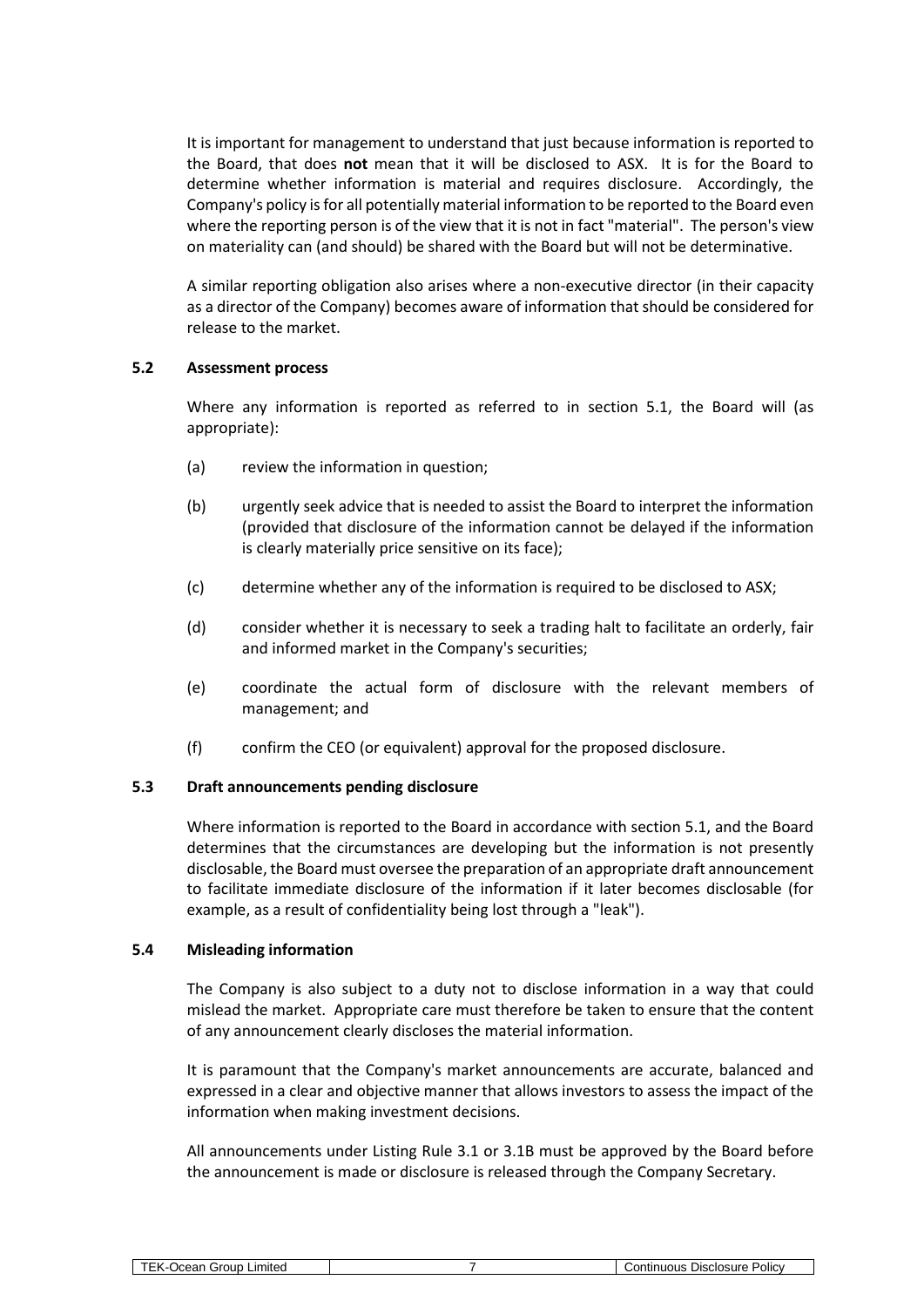It is important for management to understand that just because information is reported to the Board, that does **not** mean that it will be disclosed to ASX. It is for the Board to determine whether information is material and requires disclosure. Accordingly, the Company's policy is for all potentially material information to be reported to the Board even where the reporting person is of the view that it is not in fact "material". The person's view on materiality can (and should) be shared with the Board but will not be determinative.

A similar reporting obligation also arises where a non-executive director (in their capacity as a director of the Company) becomes aware of information that should be considered for release to the market.

### 5.2 Assessment process

Where any information is reported as referred to in section 5.1, the Board will (as appropriate):

(a) review the information in question;

(b) urgently seek advice that is needed to assist the Board to interpret the information (provided that disclosure of the information cannot be delayed if the information is clearly materially price sensitive on its face);

(c) determine whether any of the information is required to be disclosed to ASX;

(d) consider whether it is necessary to seek a trading halt to facilitate an orderly, fair and informed market in the Company's securities;

(e) coordinate the actual form of disclosure with the relevant members of management; and

(f) confirm the CEO (or equivalent) approval for the proposed disclosure.

### 5.3 Draft announcements pending disclosure

Where information is reported to the Board in accordance with section 5.1, and the Board determines that the circumstances are developing but the information is not presently disclosable, the Board must oversee the preparation of an appropriate draft announcement to facilitate immediate disclosure of the information if it later becomes disclosable (for example, as a result of confidentiality being lost through a "leak").

### 5.4 Misleading information

The Company is also subject to a duty not to disclose information in a way that could mislead the market. Appropriate care must therefore be taken to ensure that the content of any announcement clearly discloses the material information.

It is paramount that the Company's market announcements are accurate, balanced and expressed in a clear and objective manner that allows investors to assess the impact of the information when making investment decisions.

All announcements under Listing Rule 3.1 or 3.1B must be approved by the Board before the announcement is made or disclosure is released through the Company Secretary.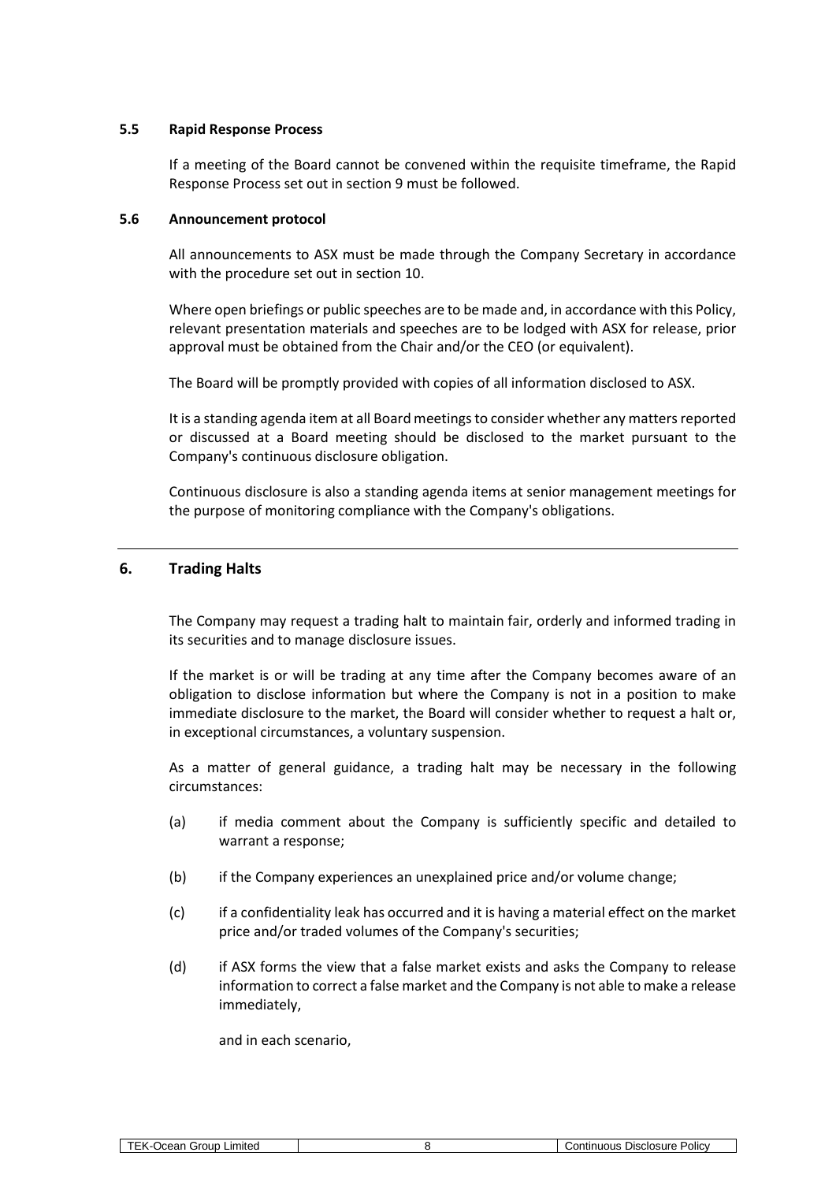### 5.5 Rapid Response Process

If a meeting of the Board cannot be convened within the requisite timeframe, the Rapid Response Process set out in section 9 must be followed.

### 5.6 Announcement protocol

All announcements to ASX must be made through the Company Secretary in accordance with the procedure set out in section 10.

Where open briefings or public speeches are to be made and, in accordance with this Policy, relevant presentation materials and speeches are to be lodged with ASX for release, prior approval must be obtained from the Chair and/or the CEO (or equivalent).

The Board will be promptly provided with copies of all information disclosed to ASX.

It is a standing agenda item at all Board meetings to consider whether any matters reported or discussed at a Board meeting should be disclosed to the market pursuant to the Company's continuous disclosure obligation.

Continuous disclosure is also a standing agenda items at senior management meetings for the purpose of monitoring compliance with the Company's obligations.

---

## 6. Trading Halts

The Company may request a trading halt to maintain fair, orderly and informed trading in its securities and to manage disclosure issues.

If the market is or will be trading at any time after the Company becomes aware of an obligation to disclose information but where the Company is not in a position to make immediate disclosure to the market, the Board will consider whether to request a halt or, in exceptional circumstances, a voluntary suspension.

As a matter of general guidance, a trading halt may be necessary in the following circumstances:

(a) if media comment about the Company is sufficiently specific and detailed to warrant a response;

(b) if the Company experiences an unexplained price and/or volume change;

(c) if a confidentiality leak has occurred and it is having a material effect on the market price and/or traded volumes of the Company's securities;

(d) if ASX forms the view that a false market exists and asks the Company to release information to correct a false market and the Company is not able to make a release immediately,

and in each scenario,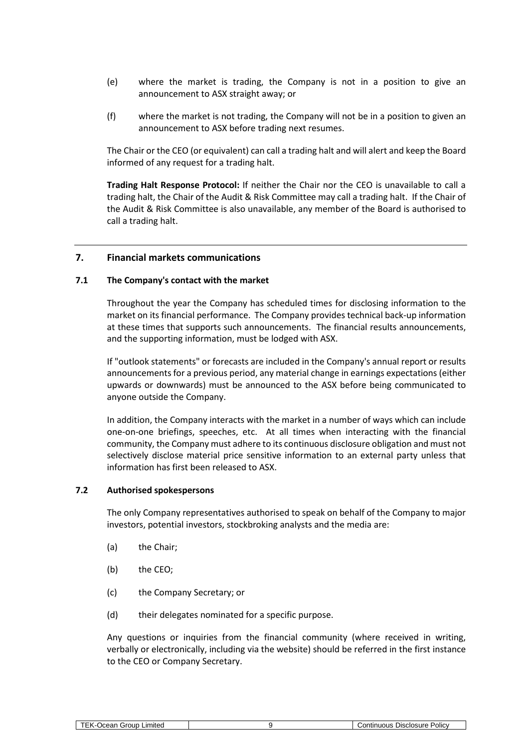(e) where the market is trading, the Company is not in a position to give an announcement to ASX straight away; or

(f) where the market is not trading, the Company will not be in a position to given an announcement to ASX before trading next resumes.

The Chair or the CEO (or equivalent) can call a trading halt and will alert and keep the Board informed of any request for a trading halt.

**Trading Halt Response Protocol:** If neither the Chair nor the CEO is unavailable to call a trading halt, the Chair of the Audit & Risk Committee may call a trading halt. If the Chair of the Audit & Risk Committee is also unavailable, any member of the Board is authorised to call a trading halt.

## 7. Financial markets communications

### 7.1 The Company's contact with the market

Throughout the year the Company has scheduled times for disclosing information to the market on its financial performance. The Company provides technical back-up information at these times that supports such announcements. The financial results announcements, and the supporting information, must be lodged with ASX.

If "outlook statements" or forecasts are included in the Company's annual report or results announcements for a previous period, any material change in earnings expectations (either upwards or downwards) must be announced to the ASX before being communicated to anyone outside the Company.

In addition, the Company interacts with the market in a number of ways which can include one-on-one briefings, speeches, etc. At all times when interacting with the financial community, the Company must adhere to its continuous disclosure obligation and must not selectively disclose material price sensitive information to an external party unless that information has first been released to ASX.

### 7.2 Authorised spokespersons

The only Company representatives authorised to speak on behalf of the Company to major investors, potential investors, stockbroking analysts and the media are:

(a) the Chair;

(b) the CEO;

(c) the Company Secretary; or

(d) their delegates nominated for a specific purpose.

Any questions or inquiries from the financial community (where received in writing, verbally or electronically, including via the website) should be referred in the first instance to the CEO or Company Secretary.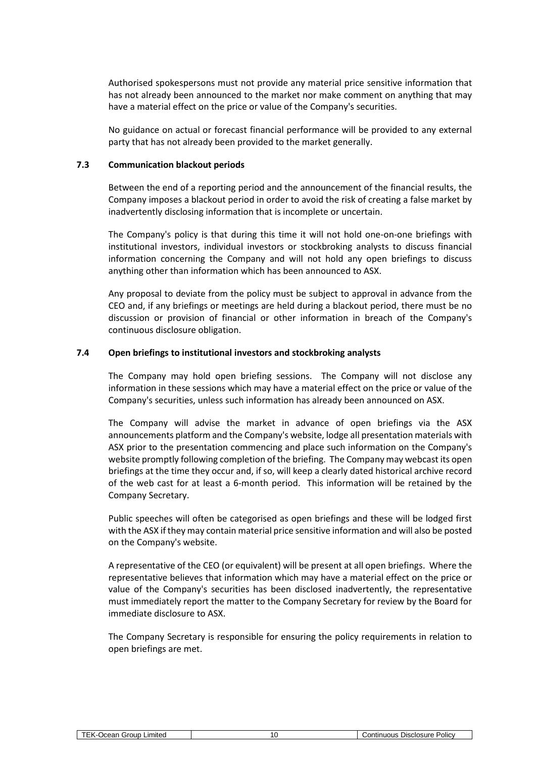Authorised spokespersons must not provide any material price sensitive information that has not already been announced to the market nor make comment on anything that may have a material effect on the price or value of the Company's securities.

No guidance on actual or forecast financial performance will be provided to any external party that has not already been provided to the market generally.

### 7.3 Communication blackout periods

Between the end of a reporting period and the announcement of the financial results, the Company imposes a blackout period in order to avoid the risk of creating a false market by inadvertently disclosing information that is incomplete or uncertain.

The Company's policy is that during this time it will not hold one-on-one briefings with institutional investors, individual investors or stockbroking analysts to discuss financial information concerning the Company and will not hold any open briefings to discuss anything other than information which has been announced to ASX.

Any proposal to deviate from the policy must be subject to approval in advance from the CEO and, if any briefings or meetings are held during a blackout period, there must be no discussion or provision of financial or other information in breach of the Company's continuous disclosure obligation.

### 7.4 Open briefings to institutional investors and stockbroking analysts

The Company may hold open briefing sessions. The Company will not disclose any information in these sessions which may have a material effect on the price or value of the Company's securities, unless such information has already been announced on ASX.

The Company will advise the market in advance of open briefings via the ASX announcements platform and the Company's website, lodge all presentation materials with ASX prior to the presentation commencing and place such information on the Company's website promptly following completion of the briefing. The Company may webcast its open briefings at the time they occur and, if so, will keep a clearly dated historical archive record of the web cast for at least a 6-month period. This information will be retained by the Company Secretary.

Public speeches will often be categorised as open briefings and these will be lodged first with the ASX if they may contain material price sensitive information and will also be posted on the Company's website.

A representative of the CEO (or equivalent) will be present at all open briefings. Where the representative believes that information which may have a material effect on the price or value of the Company's securities has been disclosed inadvertently, the representative must immediately report the matter to the Company Secretary for review by the Board for immediate disclosure to ASX.

The Company Secretary is responsible for ensuring the policy requirements in relation to open briefings are met.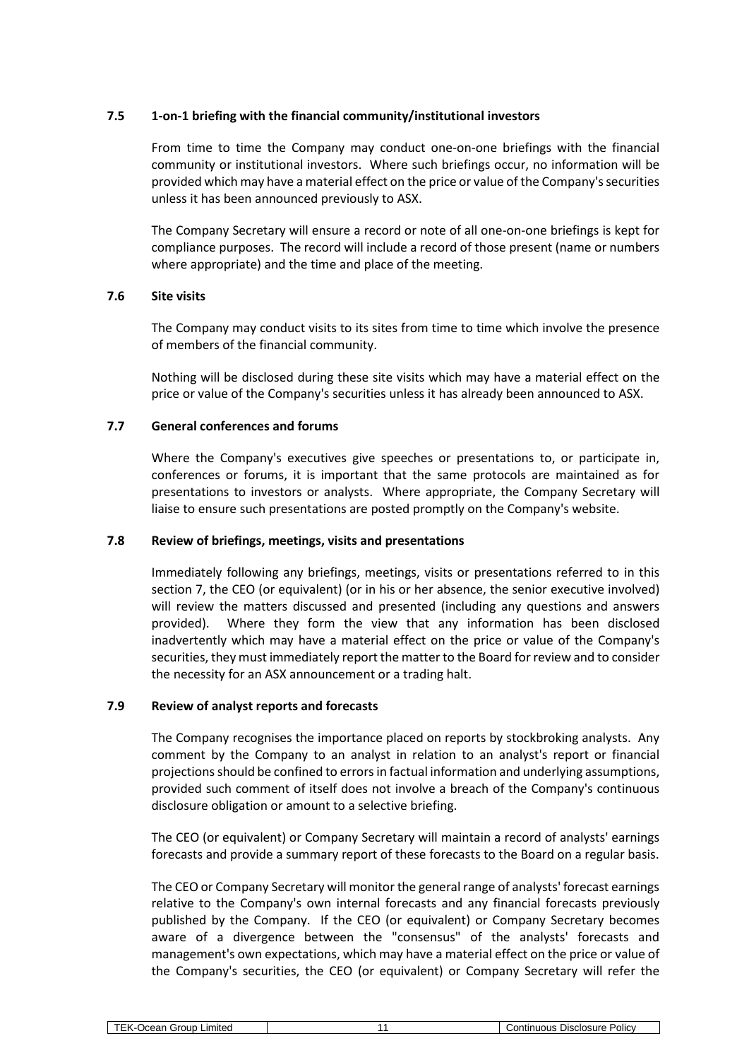### 7.5 1-on-1 briefing with the financial community/institutional investors

From time to time the Company may conduct one-on-one briefings with the financial community or institutional investors. Where such briefings occur, no information will be provided which may have a material effect on the price or value of the Company's securities unless it has been announced previously to ASX.

The Company Secretary will ensure a record or note of all one-on-one briefings is kept for compliance purposes. The record will include a record of those present (name or numbers where appropriate) and the time and place of the meeting.

### 7.6 Site visits

The Company may conduct visits to its sites from time to time which involve the presence of members of the financial community.

Nothing will be disclosed during these site visits which may have a material effect on the price or value of the Company's securities unless it has already been announced to ASX.

### 7.7 General conferences and forums

Where the Company's executives give speeches or presentations to, or participate in, conferences or forums, it is important that the same protocols are maintained as for presentations to investors or analysts. Where appropriate, the Company Secretary will liaise to ensure such presentations are posted promptly on the Company's website.

### 7.8 Review of briefings, meetings, visits and presentations

Immediately following any briefings, meetings, visits or presentations referred to in this section 7, the CEO (or equivalent) (or in his or her absence, the senior executive involved) will review the matters discussed and presented (including any questions and answers provided). Where they form the view that any information has been disclosed inadvertently which may have a material effect on the price or value of the Company's securities, they must immediately report the matter to the Board for review and to consider the necessity for an ASX announcement or a trading halt.

### 7.9 Review of analyst reports and forecasts

The Company recognises the importance placed on reports by stockbroking analysts. Any comment by the Company to an analyst in relation to an analyst's report or financial projections should be confined to errors in factual information and underlying assumptions, provided such comment of itself does not involve a breach of the Company's continuous disclosure obligation or amount to a selective briefing.

The CEO (or equivalent) or Company Secretary will maintain a record of analysts' earnings forecasts and provide a summary report of these forecasts to the Board on a regular basis.

The CEO or Company Secretary will monitor the general range of analysts' forecast earnings relative to the Company's own internal forecasts and any financial forecasts previously published by the Company. If the CEO (or equivalent) or Company Secretary becomes aware of a divergence between the "consensus" of the analysts' forecasts and management's own expectations, which may have a material effect on the price or value of the Company's securities, the CEO (or equivalent) or Company Secretary will refer the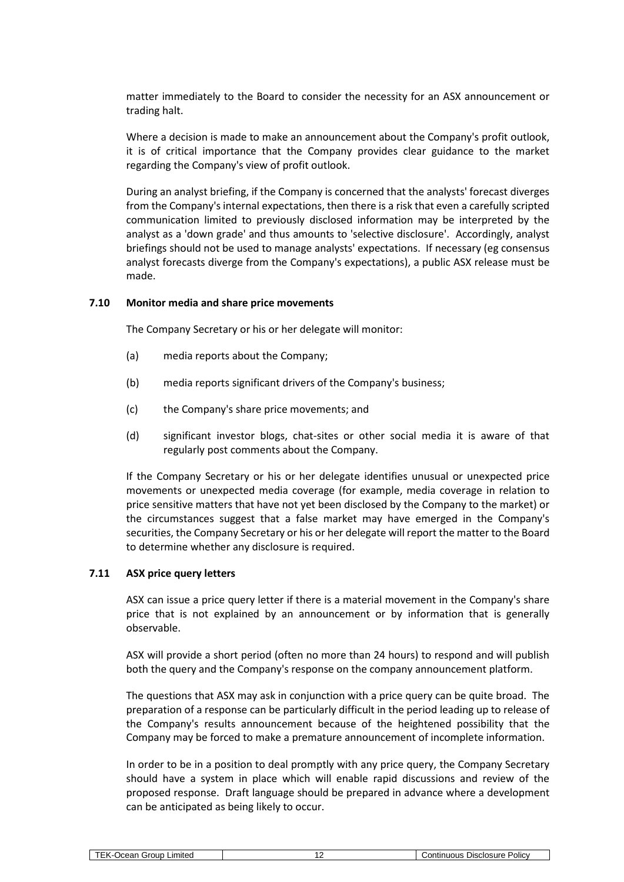matter immediately to the Board to consider the necessity for an ASX announcement or trading halt.

Where a decision is made to make an announcement about the Company's profit outlook, it is of critical importance that the Company provides clear guidance to the market regarding the Company's view of profit outlook.

During an analyst briefing, if the Company is concerned that the analysts' forecast diverges from the Company's internal expectations, then there is a risk that even a carefully scripted communication limited to previously disclosed information may be interpreted by the analyst as a 'down grade' and thus amounts to 'selective disclosure'. Accordingly, analyst briefings should not be used to manage analysts' expectations. If necessary (eg consensus analyst forecasts diverge from the Company's expectations), a public ASX release must be made.

### 7.10 Monitor media and share price movements

The Company Secretary or his or her delegate will monitor:

(a) media reports about the Company;

(b) media reports significant drivers of the Company's business;

(c) the Company's share price movements; and

(d) significant investor blogs, chat-sites or other social media it is aware of that regularly post comments about the Company.

If the Company Secretary or his or her delegate identifies unusual or unexpected price movements or unexpected media coverage (for example, media coverage in relation to price sensitive matters that have not yet been disclosed by the Company to the market) or the circumstances suggest that a false market may have emerged in the Company's securities, the Company Secretary or his or her delegate will report the matter to the Board to determine whether any disclosure is required.

### 7.11 ASX price query letters

ASX can issue a price query letter if there is a material movement in the Company's share price that is not explained by an announcement or by information that is generally observable.

ASX will provide a short period (often no more than 24 hours) to respond and will publish both the query and the Company's response on the company announcement platform.

The questions that ASX may ask in conjunction with a price query can be quite broad. The preparation of a response can be particularly difficult in the period leading up to release of the Company's results announcement because of the heightened possibility that the Company may be forced to make a premature announcement of incomplete information.

In order to be in a position to deal promptly with any price query, the Company Secretary should have a system in place which will enable rapid discussions and review of the proposed response. Draft language should be prepared in advance where a development can be anticipated as being likely to occur.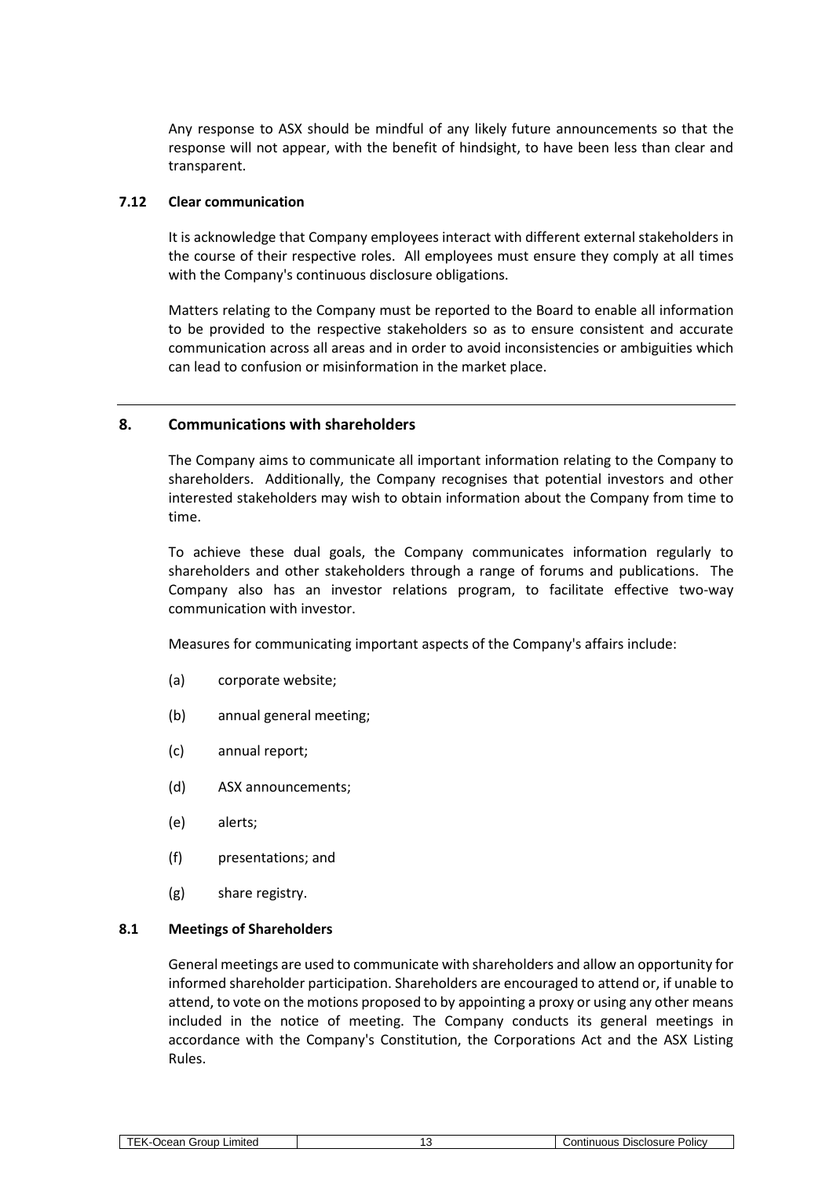Any response to ASX should be mindful of any likely future announcements so that the response will not appear, with the benefit of hindsight, to have been less than clear and transparent.

### 7.12 Clear communication

It is acknowledge that Company employees interact with different external stakeholders in the course of their respective roles. All employees must ensure they comply at all times with the Company's continuous disclosure obligations.

Matters relating to the Company must be reported to the Board to enable all information to be provided to the respective stakeholders so as to ensure consistent and accurate communication across all areas and in order to avoid inconsistencies or ambiguities which can lead to confusion or misinformation in the market place.

---

## 8. Communications with shareholders

The Company aims to communicate all important information relating to the Company to shareholders. Additionally, the Company recognises that potential investors and other interested stakeholders may wish to obtain information about the Company from time to time.

To achieve these dual goals, the Company communicates information regularly to shareholders and other stakeholders through a range of forums and publications. The Company also has an investor relations program, to facilitate effective two-way communication with investor.

Measures for communicating important aspects of the Company's affairs include:

(a) corporate website;

(b) annual general meeting;

(c) annual report;

(d) ASX announcements;

(e) alerts;

(f) presentations; and

(g) share registry.

### 8.1 Meetings of Shareholders

General meetings are used to communicate with shareholders and allow an opportunity for informed shareholder participation. Shareholders are encouraged to attend or, if unable to attend, to vote on the motions proposed to by appointing a proxy or using any other means included in the notice of meeting. The Company conducts its general meetings in accordance with the Company's Constitution, the Corporations Act and the ASX Listing Rules.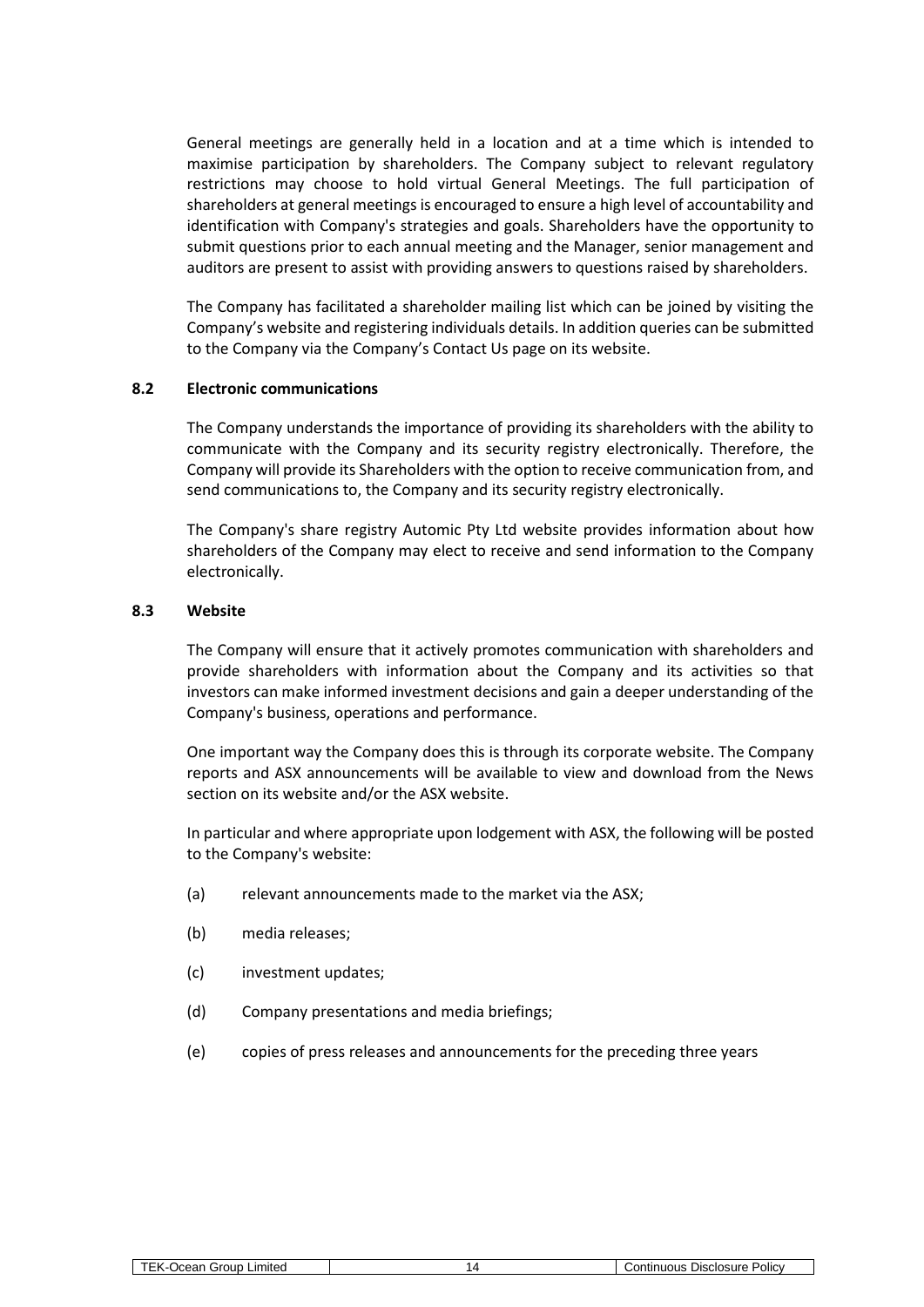General meetings are generally held in a location and at a time which is intended to maximise participation by shareholders. The Company subject to relevant regulatory restrictions may choose to hold virtual General Meetings. The full participation of shareholders at general meetings is encouraged to ensure a high level of accountability and identification with Company's strategies and goals. Shareholders have the opportunity to submit questions prior to each annual meeting and the Manager, senior management and auditors are present to assist with providing answers to questions raised by shareholders.

The Company has facilitated a shareholder mailing list which can be joined by visiting the Company's website and registering individuals details. In addition queries can be submitted to the Company via the Company's Contact Us page on its website.

### 8.2 Electronic communications

The Company understands the importance of providing its shareholders with the ability to communicate with the Company and its security registry electronically. Therefore, the Company will provide its Shareholders with the option to receive communication from, and send communications to, the Company and its security registry electronically.

The Company's share registry Automic Pty Ltd website provides information about how shareholders of the Company may elect to receive and send information to the Company electronically.

### 8.3 Website

The Company will ensure that it actively promotes communication with shareholders and provide shareholders with information about the Company and its activities so that investors can make informed investment decisions and gain a deeper understanding of the Company's business, operations and performance.

One important way the Company does this is through its corporate website. The Company reports and ASX announcements will be available to view and download from the News section on its website and/or the ASX website.

In particular and where appropriate upon lodgement with ASX, the following will be posted to the Company's website:

(a) relevant announcements made to the market via the ASX;

(b) media releases;

(c) investment updates;

(d) Company presentations and media briefings;

(e) copies of press releases and announcements for the preceding three years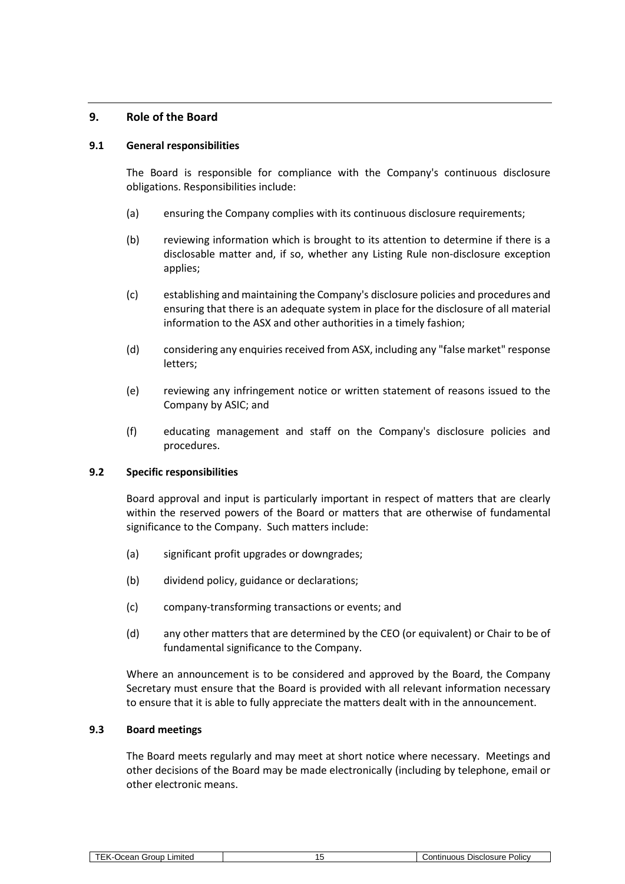## 9. Role of the Board

### 9.1 General responsibilities

The Board is responsible for compliance with the Company's continuous disclosure obligations. Responsibilities include:

(a) ensuring the Company complies with its continuous disclosure requirements;

(b) reviewing information which is brought to its attention to determine if there is a disclosable matter and, if so, whether any Listing Rule non-disclosure exception applies;

(c) establishing and maintaining the Company's disclosure policies and procedures and ensuring that there is an adequate system in place for the disclosure of all material information to the ASX and other authorities in a timely fashion;

(d) considering any enquiries received from ASX, including any "false market" response letters;

(e) reviewing any infringement notice or written statement of reasons issued to the Company by ASIC; and

(f) educating management and staff on the Company's disclosure policies and procedures.

### 9.2 Specific responsibilities

Board approval and input is particularly important in respect of matters that are clearly within the reserved powers of the Board or matters that are otherwise of fundamental significance to the Company. Such matters include:

(a) significant profit upgrades or downgrades;

(b) dividend policy, guidance or declarations;

(c) company-transforming transactions or events; and

(d) any other matters that are determined by the CEO (or equivalent) or Chair to be of fundamental significance to the Company.

Where an announcement is to be considered and approved by the Board, the Company Secretary must ensure that the Board is provided with all relevant information necessary to ensure that it is able to fully appreciate the matters dealt with in the announcement.

### 9.3 Board meetings

The Board meets regularly and may meet at short notice where necessary. Meetings and other decisions of the Board may be made electronically (including by telephone, email or other electronic means.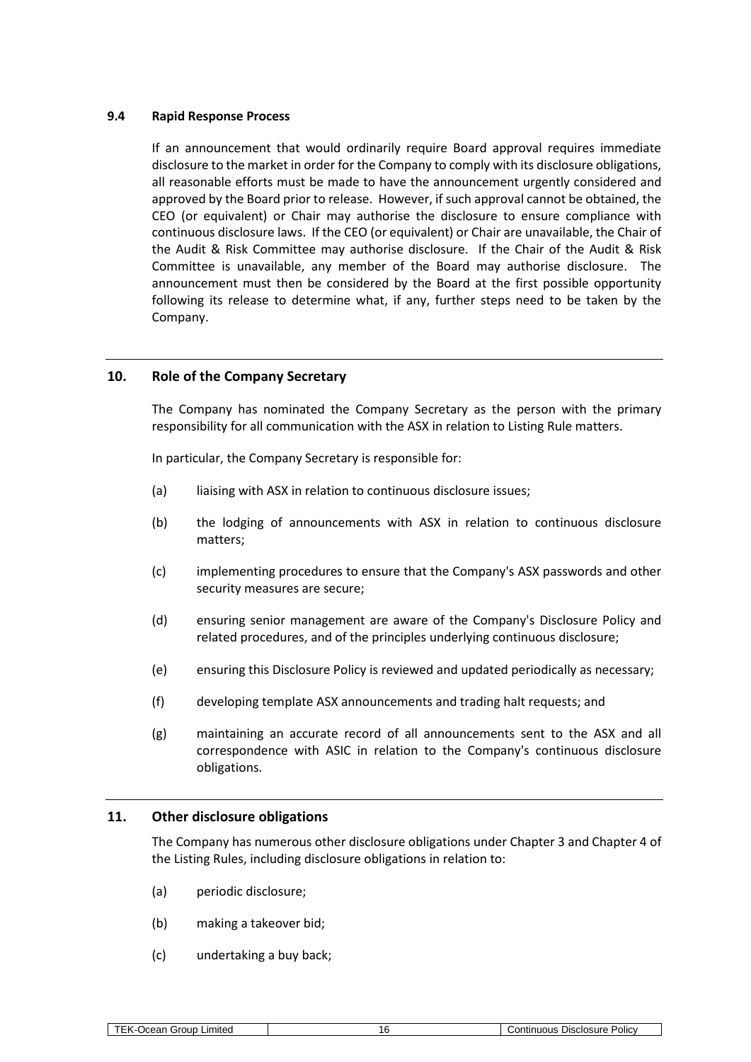### 9.4 Rapid Response Process

If an announcement that would ordinarily require Board approval requires immediate disclosure to the market in order for the Company to comply with its disclosure obligations, all reasonable efforts must be made to have the announcement urgently considered and approved by the Board prior to release. However, if such approval cannot be obtained, the CEO (or equivalent) or Chair may authorise the disclosure to ensure compliance with continuous disclosure laws. If the CEO (or equivalent) or Chair are unavailable, the Chair of the Audit & Risk Committee may authorise disclosure. If the Chair of the Audit & Risk Committee is unavailable, any member of the Board may authorise disclosure. The announcement must then be considered by the Board at the first possible opportunity following its release to determine what, if any, further steps need to be taken by the Company.

## 10. Role of the Company Secretary

The Company has nominated the Company Secretary as the person with the primary responsibility for all communication with the ASX in relation to Listing Rule matters.

In particular, the Company Secretary is responsible for:

(a) liaising with ASX in relation to continuous disclosure issues;

(b) the lodging of announcements with ASX in relation to continuous disclosure matters;

(c) implementing procedures to ensure that the Company's ASX passwords and other security measures are secure;

(d) ensuring senior management are aware of the Company's Disclosure Policy and related procedures, and of the principles underlying continuous disclosure;

(e) ensuring this Disclosure Policy is reviewed and updated periodically as necessary;

(f) developing template ASX announcements and trading halt requests; and

(g) maintaining an accurate record of all announcements sent to the ASX and all correspondence with ASIC in relation to the Company's continuous disclosure obligations.

## 11. Other disclosure obligations

The Company has numerous other disclosure obligations under Chapter 3 and Chapter 4 of the Listing Rules, including disclosure obligations in relation to:

(a) periodic disclosure;

(b) making a takeover bid;

(c) undertaking a buy back;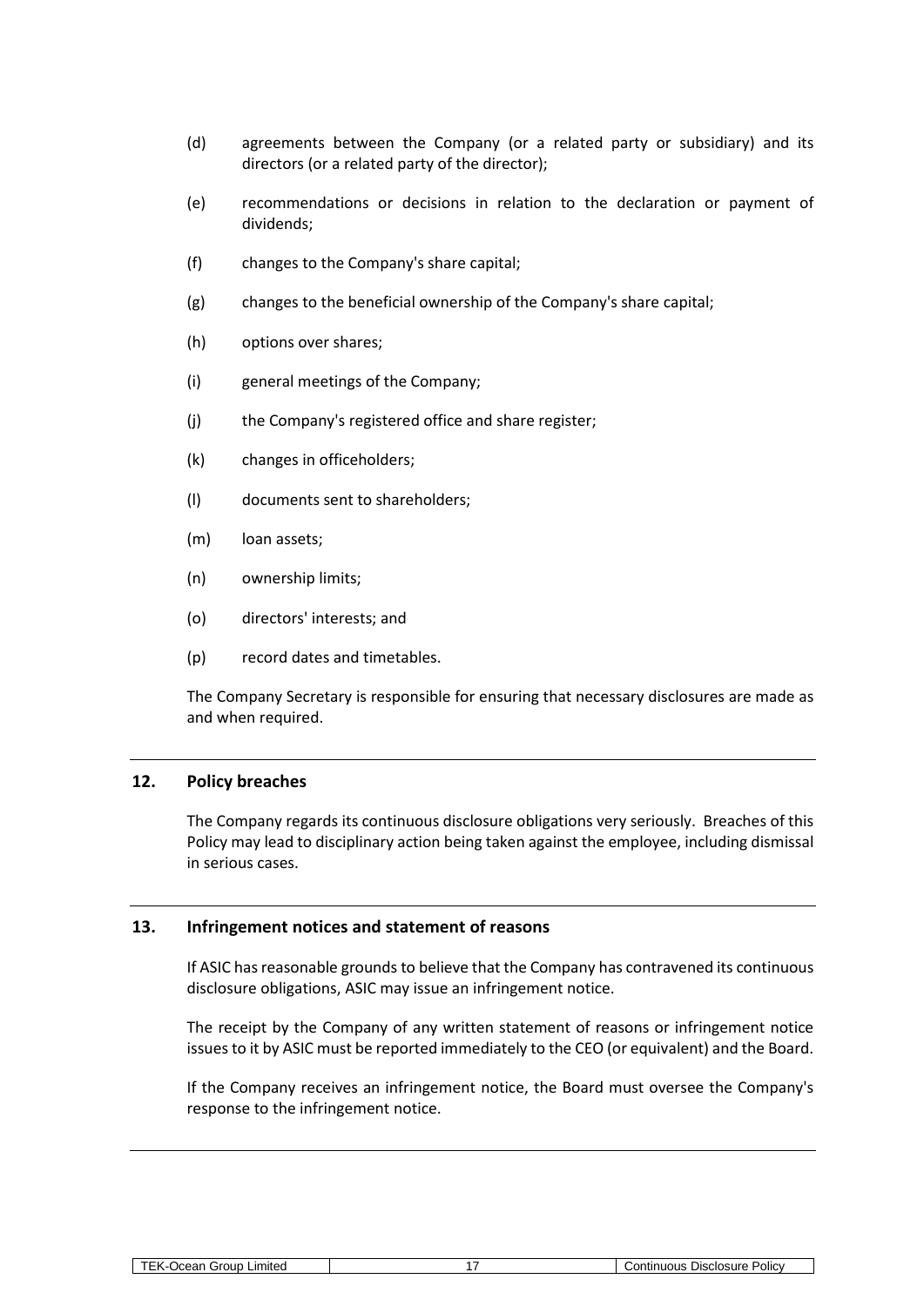(d) agreements between the Company (or a related party or subsidiary) and its directors (or a related party of the director);

(e) recommendations or decisions in relation to the declaration or payment of dividends;

(f) changes to the Company's share capital;

(g) changes to the beneficial ownership of the Company's share capital;

(h) options over shares;

(i) general meetings of the Company;

(j) the Company's registered office and share register;

(k) changes in officeholders;

(l) documents sent to shareholders;

(m) loan assets;

(n) ownership limits;

(o) directors' interests; and

(p) record dates and timetables.

The Company Secretary is responsible for ensuring that necessary disclosures are made as and when required.

## 12. Policy breaches

The Company regards its continuous disclosure obligations very seriously. Breaches of this Policy may lead to disciplinary action being taken against the employee, including dismissal in serious cases.

## 13. Infringement notices and statement of reasons

If ASIC has reasonable grounds to believe that the Company has contravened its continuous disclosure obligations, ASIC may issue an infringement notice.

The receipt by the Company of any written statement of reasons or infringement notice issues to it by ASIC must be reported immediately to the CEO (or equivalent) and the Board.

If the Company receives an infringement notice, the Board must oversee the Company's response to the infringement notice.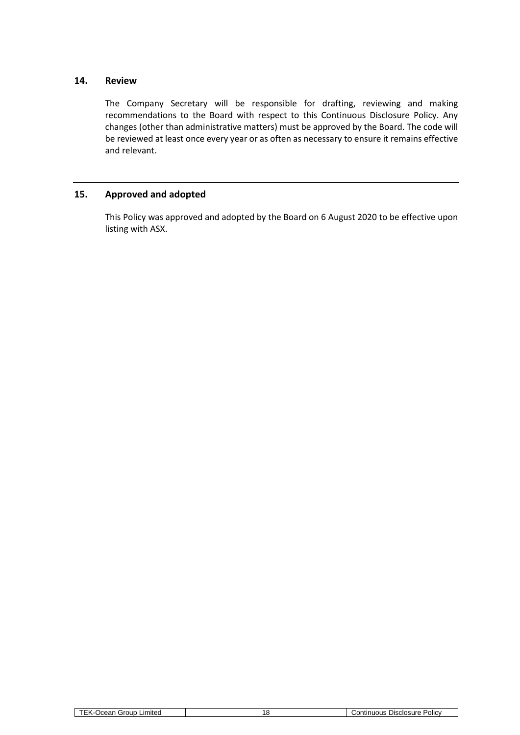## 14. Review

The Company Secretary will be responsible for drafting, reviewing and making recommendations to the Board with respect to this Continuous Disclosure Policy. Any changes (other than administrative matters) must be approved by the Board. The code will be reviewed at least once every year or as often as necessary to ensure it remains effective and relevant.

---

## 15. Approved and adopted

This Policy was approved and adopted by the Board on 6 August 2020 to be effective upon listing with ASX.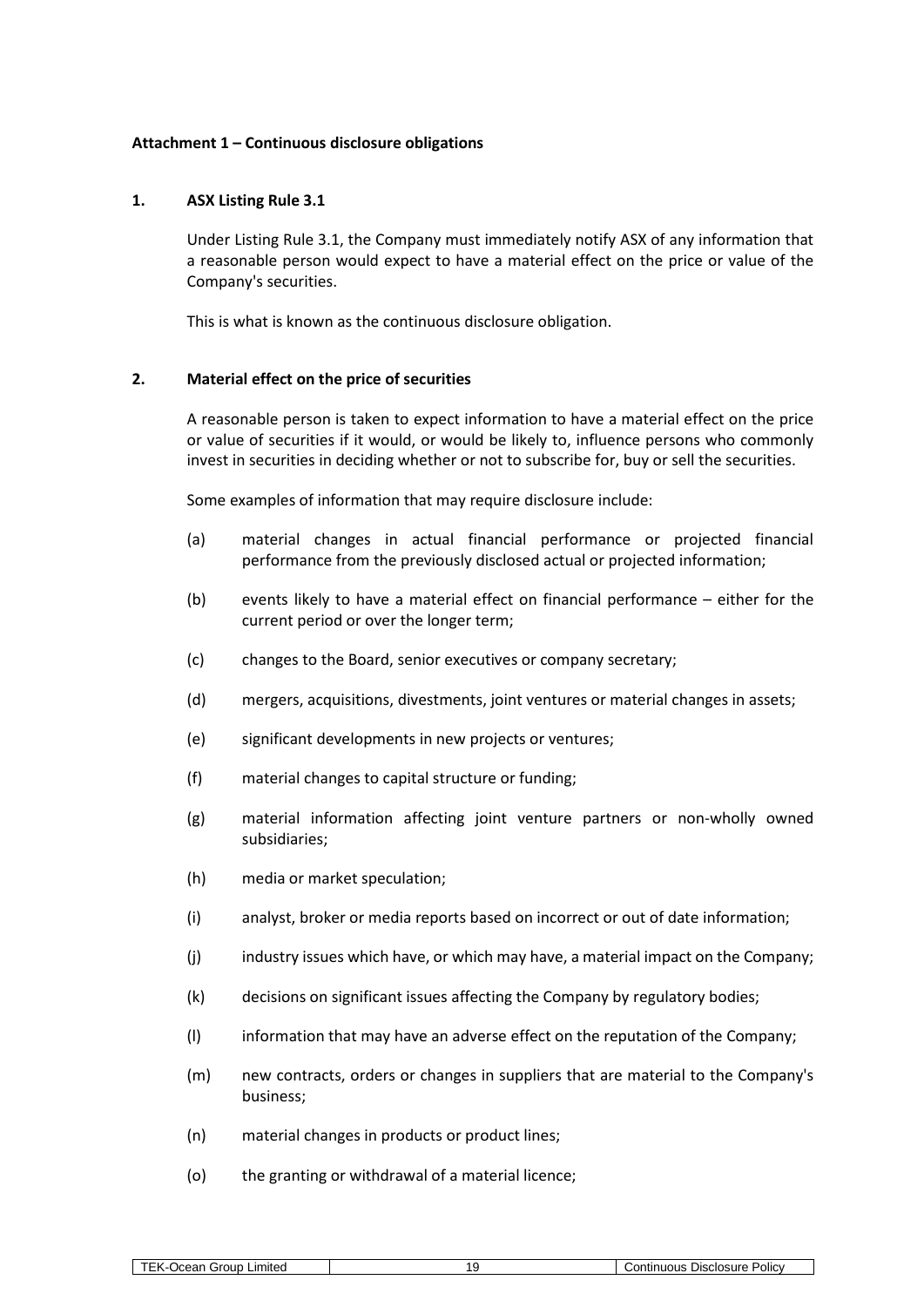**Attachment 1 – Continuous disclosure obligations**

**1. ASX Listing Rule 3.1**

Under Listing Rule 3.1, the Company must immediately notify ASX of any information that a reasonable person would expect to have a material effect on the price or value of the Company's securities.

This is what is known as the continuous disclosure obligation.

**2. Material effect on the price of securities**

A reasonable person is taken to expect information to have a material effect on the price or value of securities if it would, or would be likely to, influence persons who commonly invest in securities in deciding whether or not to subscribe for, buy or sell the securities.

Some examples of information that may require disclosure include:

(a) material changes in actual financial performance or projected financial performance from the previously disclosed actual or projected information;

(b) events likely to have a material effect on financial performance – either for the current period or over the longer term;

(c) changes to the Board, senior executives or company secretary;

(d) mergers, acquisitions, divestments, joint ventures or material changes in assets;

(e) significant developments in new projects or ventures;

(f) material changes to capital structure or funding;

(g) material information affecting joint venture partners or non-wholly owned subsidiaries;

(h) media or market speculation;

(i) analyst, broker or media reports based on incorrect or out of date information;

(j) industry issues which have, or which may have, a material impact on the Company;

(k) decisions on significant issues affecting the Company by regulatory bodies;

(l) information that may have an adverse effect on the reputation of the Company;

(m) new contracts, orders or changes in suppliers that are material to the Company's business;

(n) material changes in products or product lines;

(o) the granting or withdrawal of a material licence;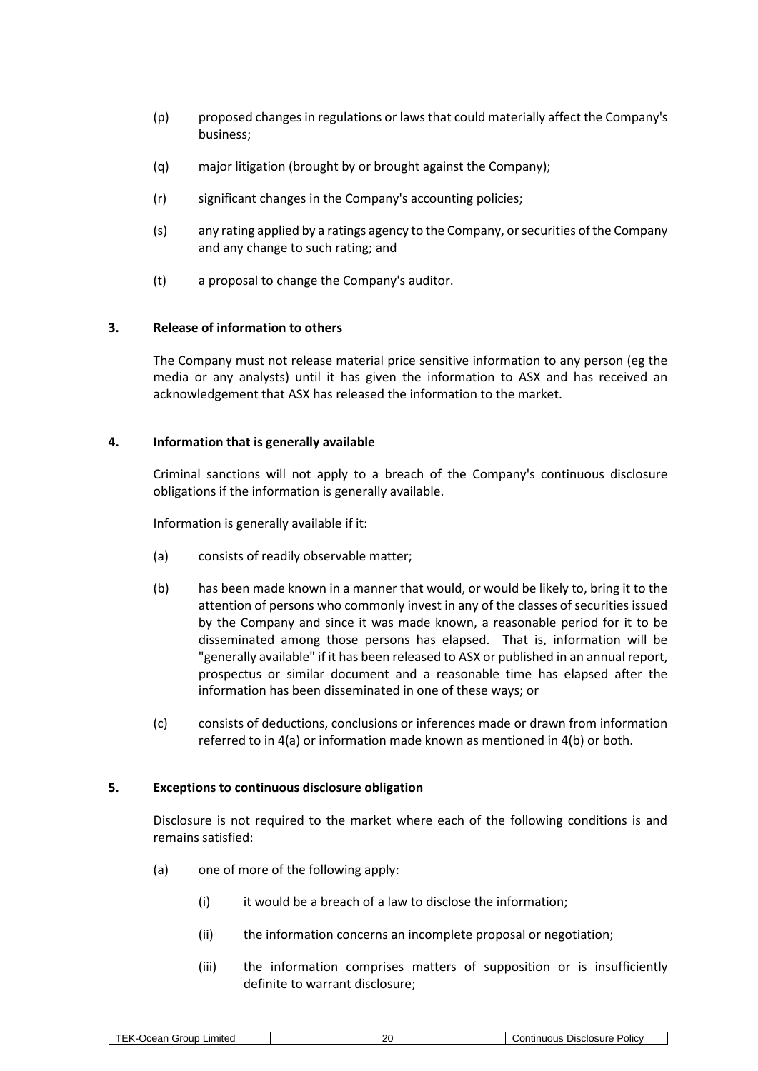(p) proposed changes in regulations or laws that could materially affect the Company's business;

(q) major litigation (brought by or brought against the Company);

(r) significant changes in the Company's accounting policies;

(s) any rating applied by a ratings agency to the Company, or securities of the Company and any change to such rating; and

(t) a proposal to change the Company's auditor.

## 3. Release of information to others

The Company must not release material price sensitive information to any person (eg the media or any analysts) until it has given the information to ASX and has received an acknowledgement that ASX has released the information to the market.

## 4. Information that is generally available

Criminal sanctions will not apply to a breach of the Company's continuous disclosure obligations if the information is generally available.

Information is generally available if it:

(a) consists of readily observable matter;

(b) has been made known in a manner that would, or would be likely to, bring it to the attention of persons who commonly invest in any of the classes of securities issued by the Company and since it was made known, a reasonable period for it to be disseminated among those persons has elapsed. That is, information will be "generally available" if it has been released to ASX or published in an annual report, prospectus or similar document and a reasonable time has elapsed after the information has been disseminated in one of these ways; or

(c) consists of deductions, conclusions or inferences made or drawn from information referred to in 4(a) or information made known as mentioned in 4(b) or both.

## 5. Exceptions to continuous disclosure obligation

Disclosure is not required to the market where each of the following conditions is and remains satisfied:

(a) one of more of the following apply:

   (i) it would be a breach of a law to disclose the information;

   (ii) the information concerns an incomplete proposal or negotiation;

   (iii) the information comprises matters of supposition or is insufficiently definite to warrant disclosure;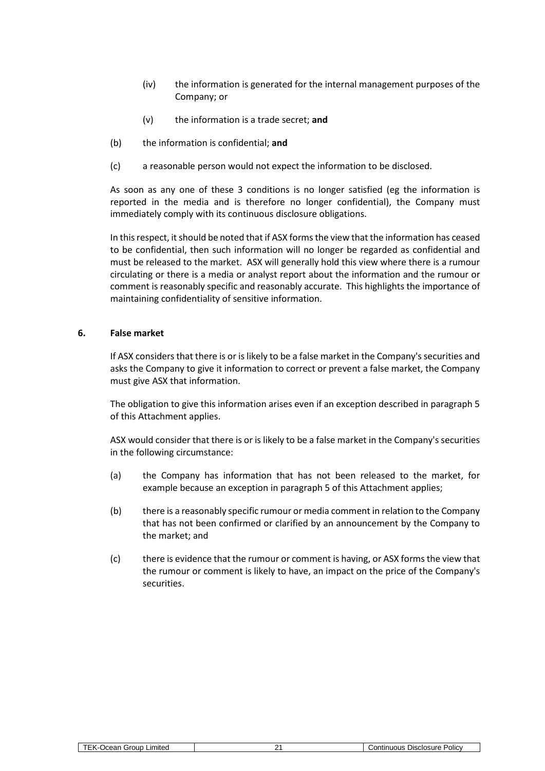(iv) the information is generated for the internal management purposes of the Company; or

(v) the information is a trade secret; **and**

(b) the information is confidential; **and**

(c) a reasonable person would not expect the information to be disclosed.

As soon as any one of these 3 conditions is no longer satisfied (eg the information is reported in the media and is therefore no longer confidential), the Company must immediately comply with its continuous disclosure obligations.

In this respect, it should be noted that if ASX forms the view that the information has ceased to be confidential, then such information will no longer be regarded as confidential and must be released to the market. ASX will generally hold this view where there is a rumour circulating or there is a media or analyst report about the information and the rumour or comment is reasonably specific and reasonably accurate. This highlights the importance of maintaining confidentiality of sensitive information.

## 6. False market

If ASX considers that there is or is likely to be a false market in the Company's securities and asks the Company to give it information to correct or prevent a false market, the Company must give ASX that information.

The obligation to give this information arises even if an exception described in paragraph 5 of this Attachment applies.

ASX would consider that there is or is likely to be a false market in the Company's securities in the following circumstance:

(a) the Company has information that has not been released to the market, for example because an exception in paragraph 5 of this Attachment applies;

(b) there is a reasonably specific rumour or media comment in relation to the Company that has not been confirmed or clarified by an announcement by the Company to the market; and

(c) there is evidence that the rumour or comment is having, or ASX forms the view that the rumour or comment is likely to have, an impact on the price of the Company's securities.